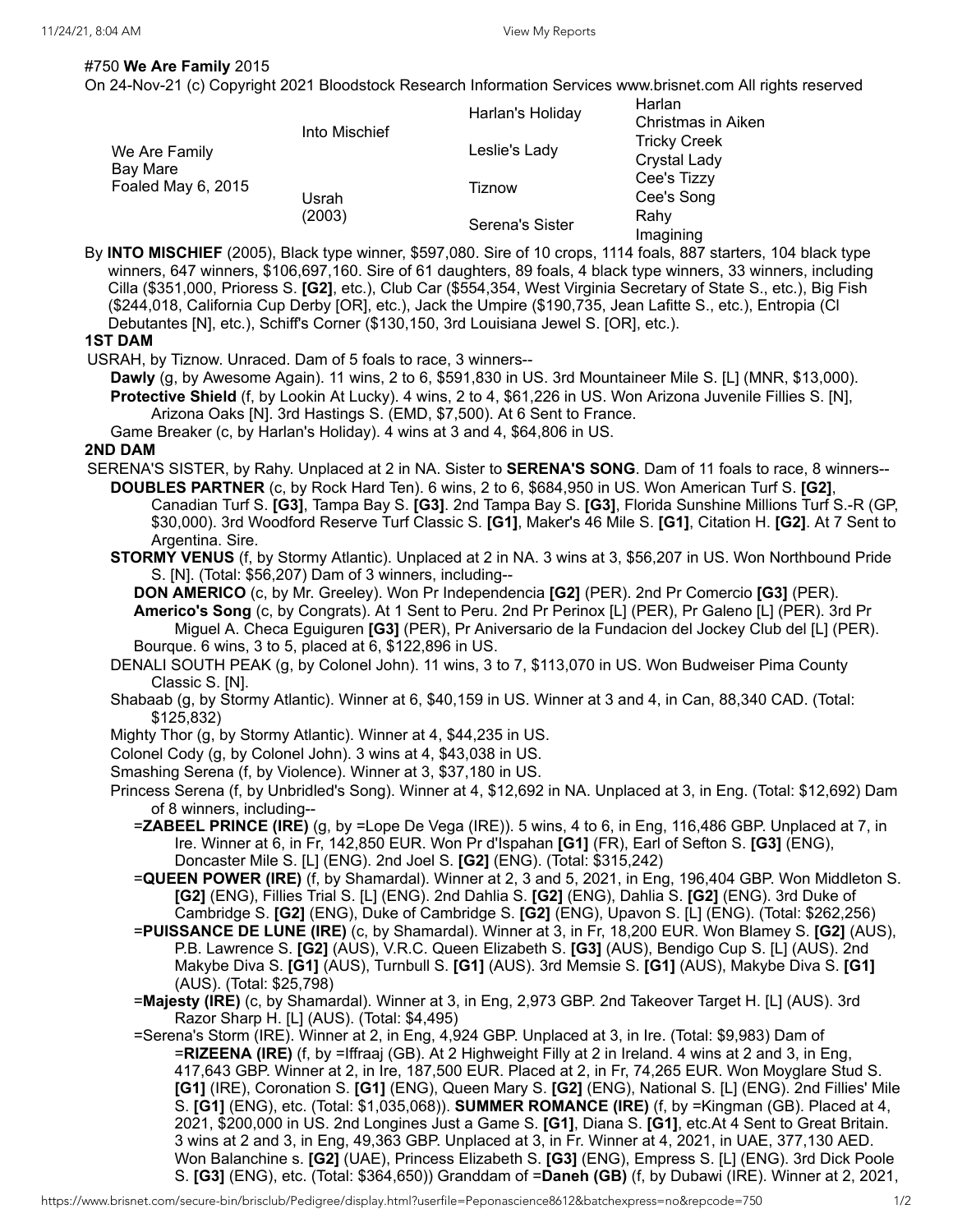#750 **We Are Family** 2015

On 24-Nov-21 (c) Copyright 2021 Bloodstock Research Information Services www.brisnet.com All rights reserved

| | | | |
|---|---|---|---|
| We Are Family<br>Bay Mare<br>Foaled May 6, 2015 | Into Mischief | Harlan's Holiday | Harlan<br>Christmas in Aiken |
| | | Leslie's Lady | Tricky Creek<br>Crystal Lady |
| | Usrah<br>(2003) | Tiznow | Cee's Tizzy<br>Cee's Song |
| | | Serena's Sister | Rahy<br>Imagining |

By **INTO MISCHIEF** (2005), Black type winner, $597,080. Sire of 10 crops, 1114 foals, 887 starters, 104 black type winners, 647 winners, $106,697,160. Sire of 61 daughters, 89 foals, 4 black type winners, 33 winners, including Cilla ($351,000, Prioress S. **[G2]**, etc.), Club Car ($554,354, West Virginia Secretary of State S., etc.), Big Fish ($244,018, California Cup Derby [OR], etc.), Jack the Umpire ($190,735, Jean Lafitte S., etc.), Entropia (Cl Debutantes [N], etc.), Schiff's Corner ($130,150, 3rd Louisiana Jewel S. [OR], etc.).

**1ST DAM**

USRAH, by Tiznow. Unraced. Dam of 5 foals to race, 3 winners--

**Dawly** (g, by Awesome Again). 11 wins, 2 to 6, $591,830 in US. 3rd Mountaineer Mile S. [L] (MNR, $13,000).

**Protective Shield** (f, by Lookin At Lucky). 4 wins, 2 to 4, $61,226 in US. Won Arizona Juvenile Fillies S. [N], Arizona Oaks [N]. 3rd Hastings S. (EMD, $7,500). At 6 Sent to France.

Game Breaker (c, by Harlan's Holiday). 4 wins at 3 and 4, $64,806 in US.

**2ND DAM**

SERENA'S SISTER, by Rahy. Unplaced at 2 in NA. Sister to **SERENA'S SONG**. Dam of 11 foals to race, 8 winners--

**DOUBLES PARTNER** (c, by Rock Hard Ten). 6 wins, 2 to 6, $684,950 in US. Won American Turf S. **[G2]**, Canadian Turf S. **[G3]**, Tampa Bay S. **[G3]**. 2nd Tampa Bay S. **[G3]**, Florida Sunshine Millions Turf S.-R (GP, $30,000). 3rd Woodford Reserve Turf Classic S. **[G1]**, Maker's 46 Mile S. **[G1]**, Citation H. **[G2]**. At 7 Sent to Argentina. Sire.

**STORMY VENUS** (f, by Stormy Atlantic). Unplaced at 2 in NA. 3 wins at 3, $56,207 in US. Won Northbound Pride S. [N]. (Total: $56,207) Dam of 3 winners, including--

**DON AMERICO** (c, by Mr. Greeley). Won Pr Independencia **[G2]** (PER). 2nd Pr Comercio **[G3]** (PER).

**Americo's Song** (c, by Congrats). At 1 Sent to Peru. 2nd Pr Perinox [L] (PER), Pr Galeno [L] (PER). 3rd Pr Miguel A. Checa Eguiguren **[G3]** (PER), Pr Aniversario de la Fundacion del Jockey Club del [L] (PER).

Bourque. 6 wins, 3 to 5, placed at 6, $122,896 in US.

DENALI SOUTH PEAK (g, by Colonel John). 11 wins, 3 to 7, $113,070 in US. Won Budweiser Pima County Classic S. [N].

Shabaab (g, by Stormy Atlantic). Winner at 6, $40,159 in US. Winner at 3 and 4, in Can, 88,340 CAD. (Total: $125,832)

Mighty Thor (g, by Stormy Atlantic). Winner at 4, $44,235 in US.

Colonel Cody (g, by Colonel John). 3 wins at 4, $43,038 in US.

Smashing Serena (f, by Violence). Winner at 3, $37,180 in US.

Princess Serena (f, by Unbridled's Song). Winner at 4, $12,692 in NA. Unplaced at 3, in Eng. (Total: $12,692) Dam of 8 winners, including--

=**ZABEEL PRINCE (IRE)** (g, by =Lope De Vega (IRE)). 5 wins, 4 to 6, in Eng, 116,486 GBP. Unplaced at 7, in Ire. Winner at 6, in Fr, 142,850 EUR. Won Pr d'Ispahan **[G1]** (FR), Earl of Sefton S. **[G3]** (ENG), Doncaster Mile S. [L] (ENG). 2nd Joel S. **[G2]** (ENG). (Total: $315,242)

=**QUEEN POWER (IRE)** (f, by Shamardal). Winner at 2, 3 and 5, 2021, in Eng, 196,404 GBP. Won Middleton S. **[G2]** (ENG), Fillies Trial S. [L] (ENG). 2nd Dahlia S. **[G2]** (ENG), Dahlia S. **[G2]** (ENG). 3rd Duke of Cambridge S. **[G2]** (ENG), Duke of Cambridge S. **[G2]** (ENG), Upavon S. [L] (ENG). (Total: $262,256)

=**PUISSANCE DE LUNE (IRE)** (c, by Shamardal). Winner at 3, in Fr, 18,200 EUR. Won Blamey S. **[G2]** (AUS), P.B. Lawrence S. **[G2]** (AUS), V.R.C. Queen Elizabeth S. **[G3]** (AUS), Bendigo Cup S. [L] (AUS). 2nd Makybe Diva S. **[G1]** (AUS), Turnbull S. **[G1]** (AUS). 3rd Memsie S. **[G1]** (AUS), Makybe Diva S. **[G1]** (AUS). (Total: $25,798)

=**Majesty (IRE)** (c, by Shamardal). Winner at 3, in Eng, 2,973 GBP. 2nd Takeover Target H. [L] (AUS). 3rd Razor Sharp H. [L] (AUS). (Total: $4,495)

=Serena's Storm (IRE). Winner at 2, in Eng, 4,924 GBP. Unplaced at 3, in Ire. (Total: $9,983) Dam of =**RIZEENA (IRE)** (f, by =Iffraaj (GB). At 2 Highweight Filly at 2 in Ireland. 4 wins at 2 and 3, in Eng, 417,643 GBP. Winner at 2, in Ire, 187,500 EUR. Placed at 2, in Fr, 74,265 EUR. Won Moyglare Stud S. **[G1]** (IRE), Coronation S. **[G1]** (ENG), Queen Mary S. **[G2]** (ENG), National S. [L] (ENG). 2nd Fillies' Mile S. **[G1]** (ENG), etc. (Total: $1,035,068)). **SUMMER ROMANCE (IRE)** (f, by =Kingman (GB). Placed at 4, 2021, $200,000 in US. 2nd Longines Just a Game S. **[G1]**, Diana S. **[G1]**, etc.At 4 Sent to Great Britain. 3 wins at 2 and 3, in Eng, 49,363 GBP. Unplaced at 3, in Fr. Winner at 4, 2021, in UAE, 377,130 AED. Won Balanchine s. **[G2]** (UAE), Princess Elizabeth S. **[G3]** (ENG), Empress S. [L] (ENG). 3rd Dick Poole S. **[G3]** (ENG), etc. (Total: $364,650)) Granddam of =**Daneh (GB)** (f, by Dubawi (IRE). Winner at 2, 2021,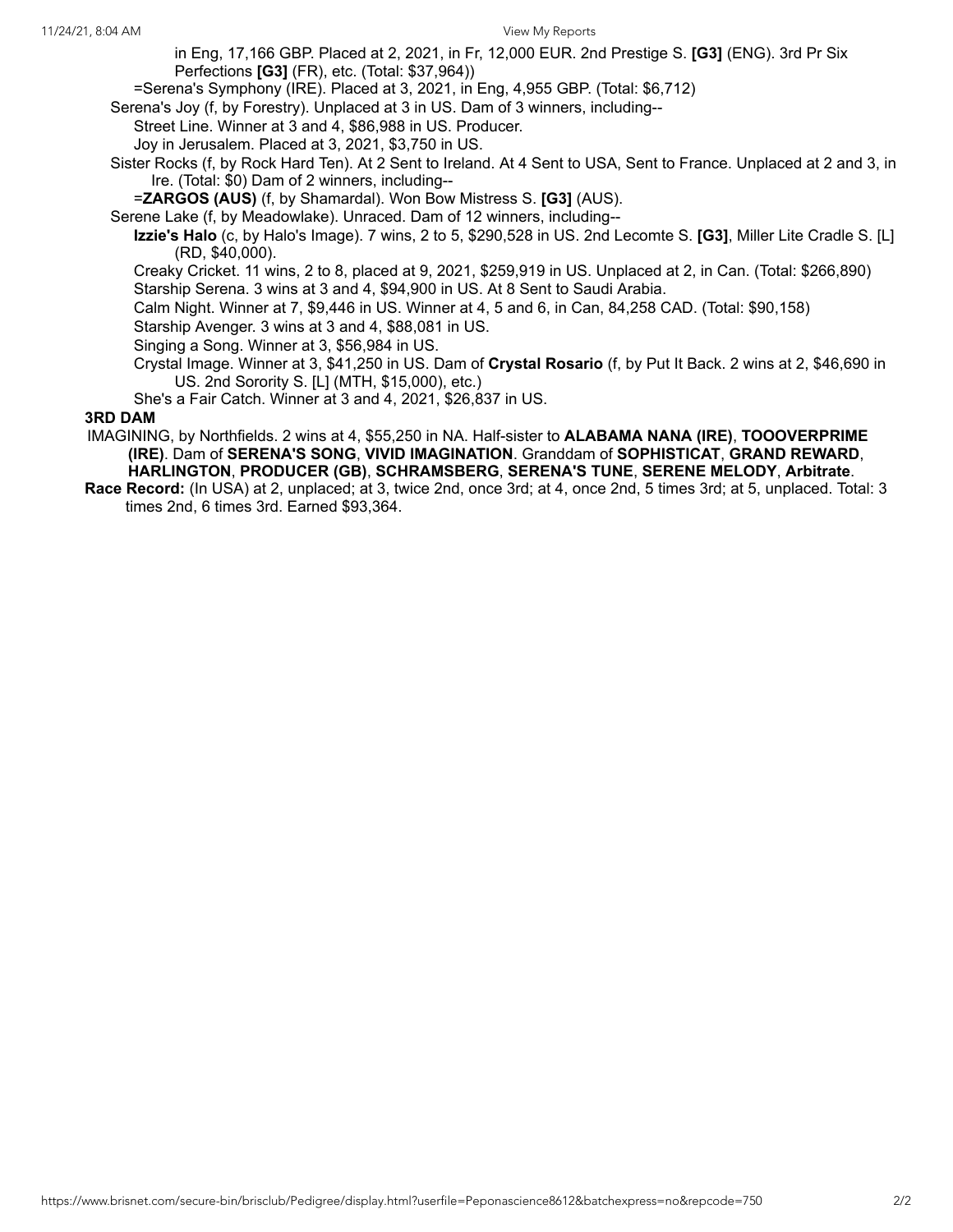in Eng, 17,166 GBP. Placed at 2, 2021, in Fr, 12,000 EUR. 2nd Prestige S. **[G3]** (ENG). 3rd Pr Six Perfections **[G3]** (FR), etc. (Total: $37,964))

=Serena's Symphony (IRE). Placed at 3, 2021, in Eng, 4,955 GBP. (Total: $6,712)

Serena's Joy (f, by Forestry). Unplaced at 3 in US. Dam of 3 winners, including--

Street Line. Winner at 3 and 4, $86,988 in US. Producer.

Joy in Jerusalem. Placed at 3, 2021, $3,750 in US.

Sister Rocks (f, by Rock Hard Ten). At 2 Sent to Ireland. At 4 Sent to USA, Sent to France. Unplaced at 2 and 3, in Ire. (Total: $0) Dam of 2 winners, including--

=**ZARGOS (AUS)** (f, by Shamardal). Won Bow Mistress S. **[G3]** (AUS).

Serene Lake (f, by Meadowlake). Unraced. Dam of 12 winners, including--

**Izzie's Halo** (c, by Halo's Image). 7 wins, 2 to 5, $290,528 in US. 2nd Lecomte S. **[G3]**, Miller Lite Cradle S. [L] (RD, $40,000).

Creaky Cricket. 11 wins, 2 to 8, placed at 9, 2021, $259,919 in US. Unplaced at 2, in Can. (Total: $266,890)

Starship Serena. 3 wins at 3 and 4, $94,900 in US. At 8 Sent to Saudi Arabia.

Calm Night. Winner at 7, $9,446 in US. Winner at 4, 5 and 6, in Can, 84,258 CAD. (Total: $90,158)

Starship Avenger. 3 wins at 3 and 4, $88,081 in US.

Singing a Song. Winner at 3, $56,984 in US.

Crystal Image. Winner at 3, $41,250 in US. Dam of **Crystal Rosario** (f, by Put It Back. 2 wins at 2, $46,690 in US. 2nd Sorority S. [L] (MTH, $15,000), etc.)

She's a Fair Catch. Winner at 3 and 4, 2021, $26,837 in US.

**3RD DAM**

IMAGINING, by Northfields. 2 wins at 4, $55,250 in NA. Half-sister to **ALABAMA NANA (IRE)**, **TOOOVERPRIME (IRE)**. Dam of **SERENA'S SONG**, **VIVID IMAGINATION**. Granddam of **SOPHISTICAT**, **GRAND REWARD**, **HARLINGTON**, **PRODUCER (GB)**, **SCHRAMSBERG**, **SERENA'S TUNE**, **SERENE MELODY**, **Arbitrate**.

**Race Record:** (In USA) at 2, unplaced; at 3, twice 2nd, once 3rd; at 4, once 2nd, 5 times 3rd; at 5, unplaced. Total: 3 times 2nd, 6 times 3rd. Earned $93,364.